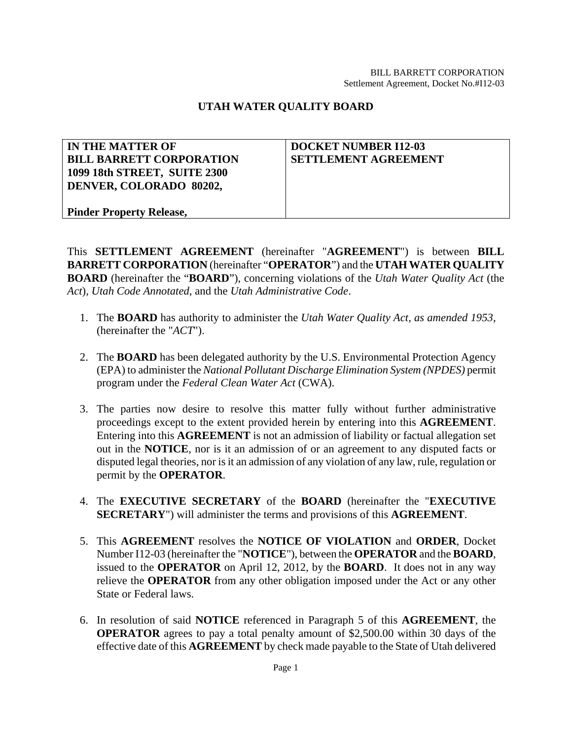## UTAH WATER QUALITY BOARD

| **IN THE MATTER OF**<br>**BILL BARRETT CORPORATION**<br>**1099 18th STREET, SUITE 2300**<br>**DENVER, COLORADO 80202,**<br><br>**Pinder Property Release,** | **DOCKET NUMBER I12-03**<br>**SETTLEMENT AGREEMENT** |
|---|---|

This **SETTLEMENT AGREEMENT** (hereinafter "**AGREEMENT**") is between **BILL BARRETT CORPORATION** (hereinafter "**OPERATOR**") and the **UTAH WATER QUALITY BOARD** (hereinafter the "**BOARD**"), concerning violations of the *Utah Water Quality Act* (the *Act*), *Utah Code Annotated*, and the *Utah Administrative Code*.

1. The **BOARD** has authority to administer the *Utah Water Quality Act, as amended 1953*, (hereinafter the "*ACT*").

2. The **BOARD** has been delegated authority by the U.S. Environmental Protection Agency (EPA) to administer the *National Pollutant Discharge Elimination System (NPDES)* permit program under the *Federal Clean Water Act* (CWA).

3. The parties now desire to resolve this matter fully without further administrative proceedings except to the extent provided herein by entering into this **AGREEMENT**. Entering into this **AGREEMENT** is not an admission of liability or factual allegation set out in the **NOTICE**, nor is it an admission of or an agreement to any disputed facts or disputed legal theories, nor is it an admission of any violation of any law, rule, regulation or permit by the **OPERATOR**.

4. The **EXECUTIVE SECRETARY** of the **BOARD** (hereinafter the "**EXECUTIVE SECRETARY**") will administer the terms and provisions of this **AGREEMENT**.

5. This **AGREEMENT** resolves the **NOTICE OF VIOLATION** and **ORDER**, Docket Number I12-03 (hereinafter the "**NOTICE**"), between the **OPERATOR** and the **BOARD**, issued to the **OPERATOR** on April 12, 2012, by the **BOARD**. It does not in any way relieve the **OPERATOR** from any other obligation imposed under the Act or any other State or Federal laws.

6. In resolution of said **NOTICE** referenced in Paragraph 5 of this **AGREEMENT**, the **OPERATOR** agrees to pay a total penalty amount of $2,500.00 within 30 days of the effective date of this **AGREEMENT** by check made payable to the State of Utah delivered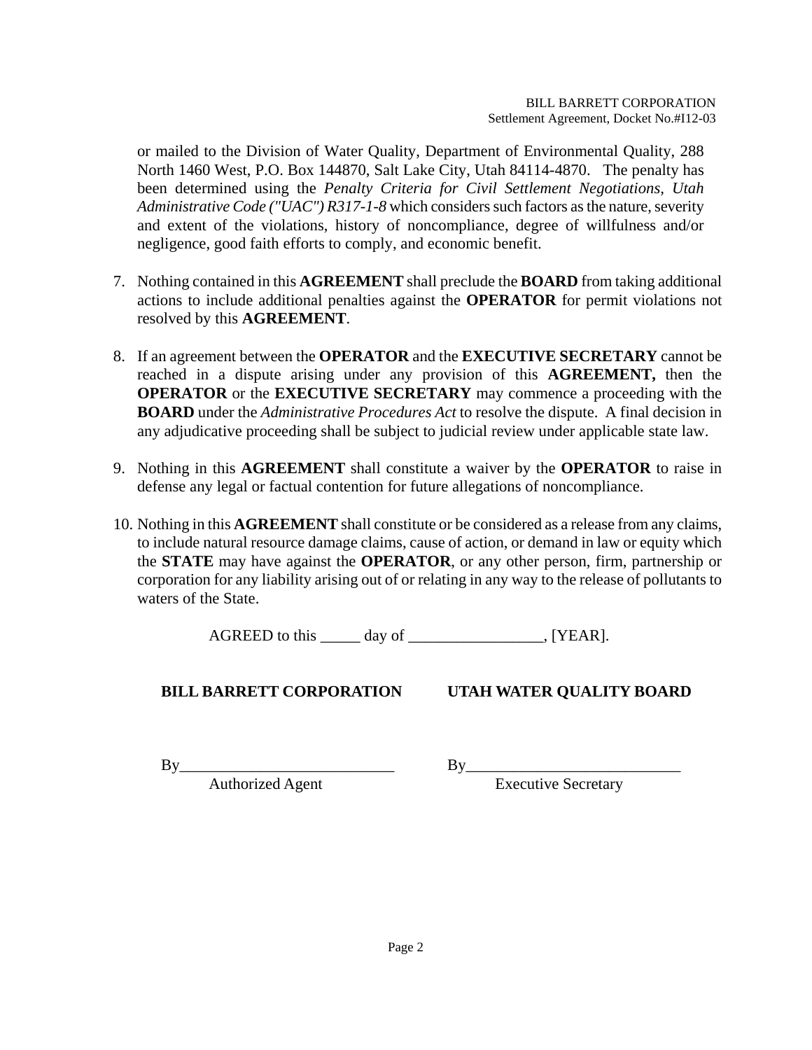or mailed to the Division of Water Quality, Department of Environmental Quality, 288 North 1460 West, P.O. Box 144870, Salt Lake City, Utah 84114-4870. The penalty has been determined using the *Penalty Criteria for Civil Settlement Negotiations, Utah Administrative Code ("UAC") R317-1-8* which considers such factors as the nature, severity and extent of the violations, history of noncompliance, degree of willfulness and/or negligence, good faith efforts to comply, and economic benefit.

7. Nothing contained in this **AGREEMENT** shall preclude the **BOARD** from taking additional actions to include additional penalties against the **OPERATOR** for permit violations not resolved by this **AGREEMENT**.

8. If an agreement between the **OPERATOR** and the **EXECUTIVE SECRETARY** cannot be reached in a dispute arising under any provision of this **AGREEMENT,** then the **OPERATOR** or the **EXECUTIVE SECRETARY** may commence a proceeding with the **BOARD** under the *Administrative Procedures Act* to resolve the dispute. A final decision in any adjudicative proceeding shall be subject to judicial review under applicable state law.

9. Nothing in this **AGREEMENT** shall constitute a waiver by the **OPERATOR** to raise in defense any legal or factual contention for future allegations of noncompliance.

10. Nothing in this **AGREEMENT** shall constitute or be considered as a release from any claims, to include natural resource damage claims, cause of action, or demand in law or equity which the **STATE** may have against the **OPERATOR**, or any other person, firm, partnership or corporation for any liability arising out of or relating in any way to the release of pollutants to waters of the State.

AGREED to this _____ day of _________________, [YEAR].

**BILL BARRETT CORPORATION**

By___________________________
Authorized Agent

**UTAH WATER QUALITY BOARD**

By___________________________
Executive Secretary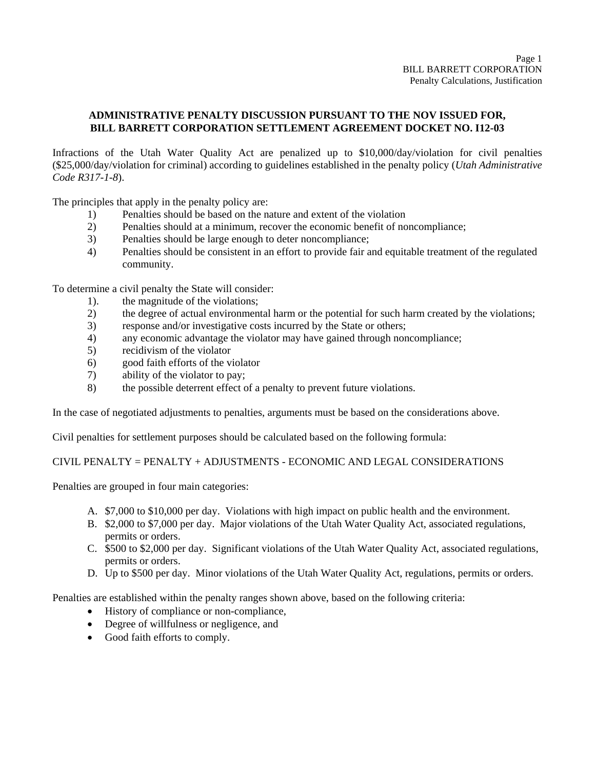**ADMINISTRATIVE PENALTY DISCUSSION PURSUANT TO THE NOV ISSUED FOR, BILL BARRETT CORPORATION SETTLEMENT AGREEMENT DOCKET NO. I12-03**

Infractions of the Utah Water Quality Act are penalized up to $10,000/day/violation for civil penalties ($25,000/day/violation for criminal) according to guidelines established in the penalty policy (*Utah Administrative Code R317-1-8*).

The principles that apply in the penalty policy are:

1) Penalties should be based on the nature and extent of the violation
2) Penalties should at a minimum, recover the economic benefit of noncompliance;
3) Penalties should be large enough to deter noncompliance;
4) Penalties should be consistent in an effort to provide fair and equitable treatment of the regulated community.

To determine a civil penalty the State will consider:

1). the magnitude of the violations;
2) the degree of actual environmental harm or the potential for such harm created by the violations;
3) response and/or investigative costs incurred by the State or others;
4) any economic advantage the violator may have gained through noncompliance;
5) recidivism of the violator
6) good faith efforts of the violator
7) ability of the violator to pay;
8) the possible deterrent effect of a penalty to prevent future violations.

In the case of negotiated adjustments to penalties, arguments must be based on the considerations above.

Civil penalties for settlement purposes should be calculated based on the following formula:

CIVIL PENALTY = PENALTY + ADJUSTMENTS - ECONOMIC AND LEGAL CONSIDERATIONS

Penalties are grouped in four main categories:

A. $7,000 to $10,000 per day. Violations with high impact on public health and the environment.
B. $2,000 to $7,000 per day. Major violations of the Utah Water Quality Act, associated regulations, permits or orders.
C. $500 to $2,000 per day. Significant violations of the Utah Water Quality Act, associated regulations, permits or orders.
D. Up to $500 per day. Minor violations of the Utah Water Quality Act, regulations, permits or orders.

Penalties are established within the penalty ranges shown above, based on the following criteria:

- History of compliance or non-compliance,
- Degree of willfulness or negligence, and
- Good faith efforts to comply.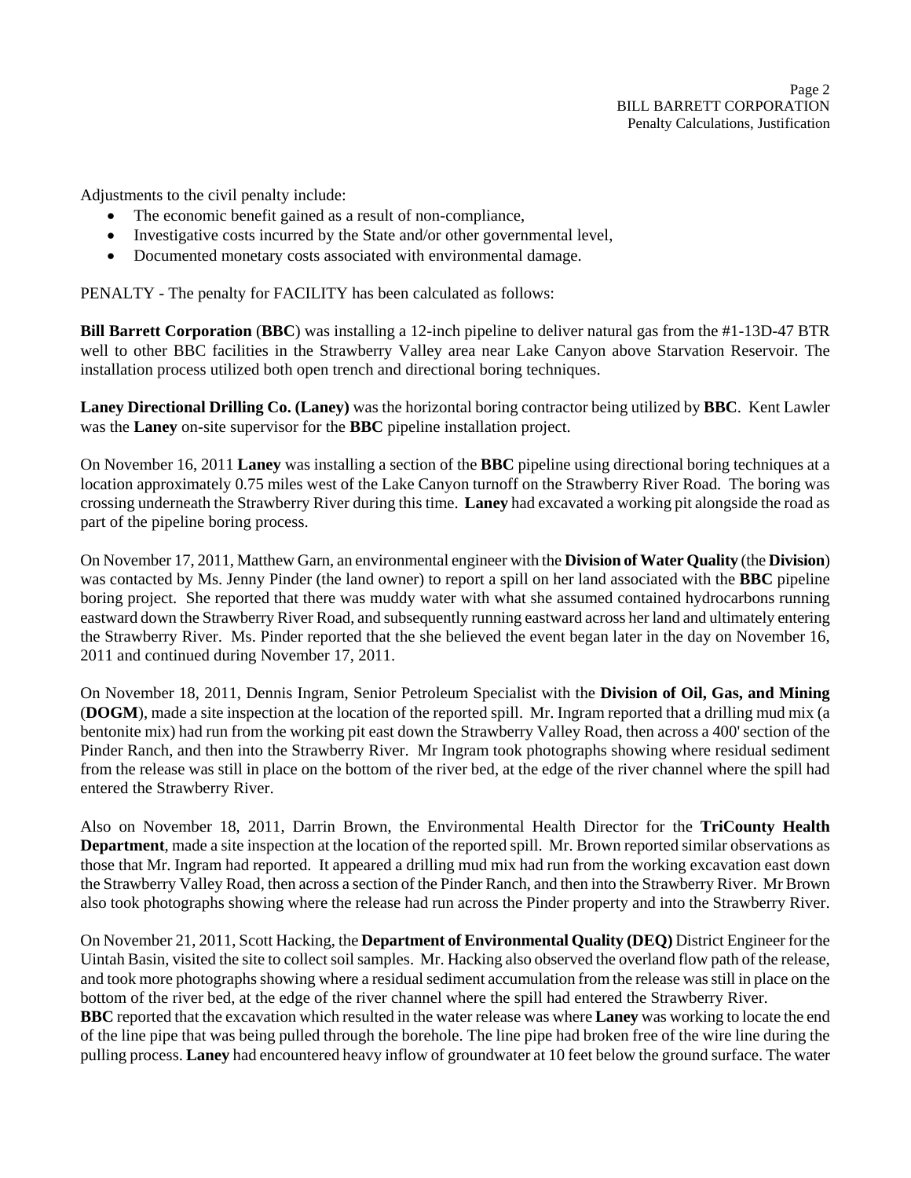Adjustments to the civil penalty include:

- The economic benefit gained as a result of non-compliance,
- Investigative costs incurred by the State and/or other governmental level,
- Documented monetary costs associated with environmental damage.

PENALTY - The penalty for FACILITY has been calculated as follows:

**Bill Barrett Corporation** (**BBC**) was installing a 12-inch pipeline to deliver natural gas from the #1-13D-47 BTR well to other BBC facilities in the Strawberry Valley area near Lake Canyon above Starvation Reservoir. The installation process utilized both open trench and directional boring techniques.

**Laney Directional Drilling Co. (Laney)** was the horizontal boring contractor being utilized by **BBC**. Kent Lawler was the **Laney** on-site supervisor for the **BBC** pipeline installation project.

On November 16, 2011 **Laney** was installing a section of the **BBC** pipeline using directional boring techniques at a location approximately 0.75 miles west of the Lake Canyon turnoff on the Strawberry River Road. The boring was crossing underneath the Strawberry River during this time. **Laney** had excavated a working pit alongside the road as part of the pipeline boring process.

On November 17, 2011, Matthew Garn, an environmental engineer with the **Division of Water Quality** (the **Division**) was contacted by Ms. Jenny Pinder (the land owner) to report a spill on her land associated with the **BBC** pipeline boring project. She reported that there was muddy water with what she assumed contained hydrocarbons running eastward down the Strawberry River Road, and subsequently running eastward across her land and ultimately entering the Strawberry River. Ms. Pinder reported that the she believed the event began later in the day on November 16, 2011 and continued during November 17, 2011.

On November 18, 2011, Dennis Ingram, Senior Petroleum Specialist with the **Division of Oil, Gas, and Mining** (**DOGM**), made a site inspection at the location of the reported spill. Mr. Ingram reported that a drilling mud mix (a bentonite mix) had run from the working pit east down the Strawberry Valley Road, then across a 400' section of the Pinder Ranch, and then into the Strawberry River. Mr Ingram took photographs showing where residual sediment from the release was still in place on the bottom of the river bed, at the edge of the river channel where the spill had entered the Strawberry River.

Also on November 18, 2011, Darrin Brown, the Environmental Health Director for the **TriCounty Health Department**, made a site inspection at the location of the reported spill. Mr. Brown reported similar observations as those that Mr. Ingram had reported. It appeared a drilling mud mix had run from the working excavation east down the Strawberry Valley Road, then across a section of the Pinder Ranch, and then into the Strawberry River. Mr Brown also took photographs showing where the release had run across the Pinder property and into the Strawberry River.

On November 21, 2011, Scott Hacking, the **Department of Environmental Quality (DEQ)** District Engineer for the Uintah Basin, visited the site to collect soil samples. Mr. Hacking also observed the overland flow path of the release, and took more photographs showing where a residual sediment accumulation from the release was still in place on the bottom of the river bed, at the edge of the river channel where the spill had entered the Strawberry River.

**BBC** reported that the excavation which resulted in the water release was where **Laney** was working to locate the end of the line pipe that was being pulled through the borehole. The line pipe had broken free of the wire line during the pulling process. **Laney** had encountered heavy inflow of groundwater at 10 feet below the ground surface. The water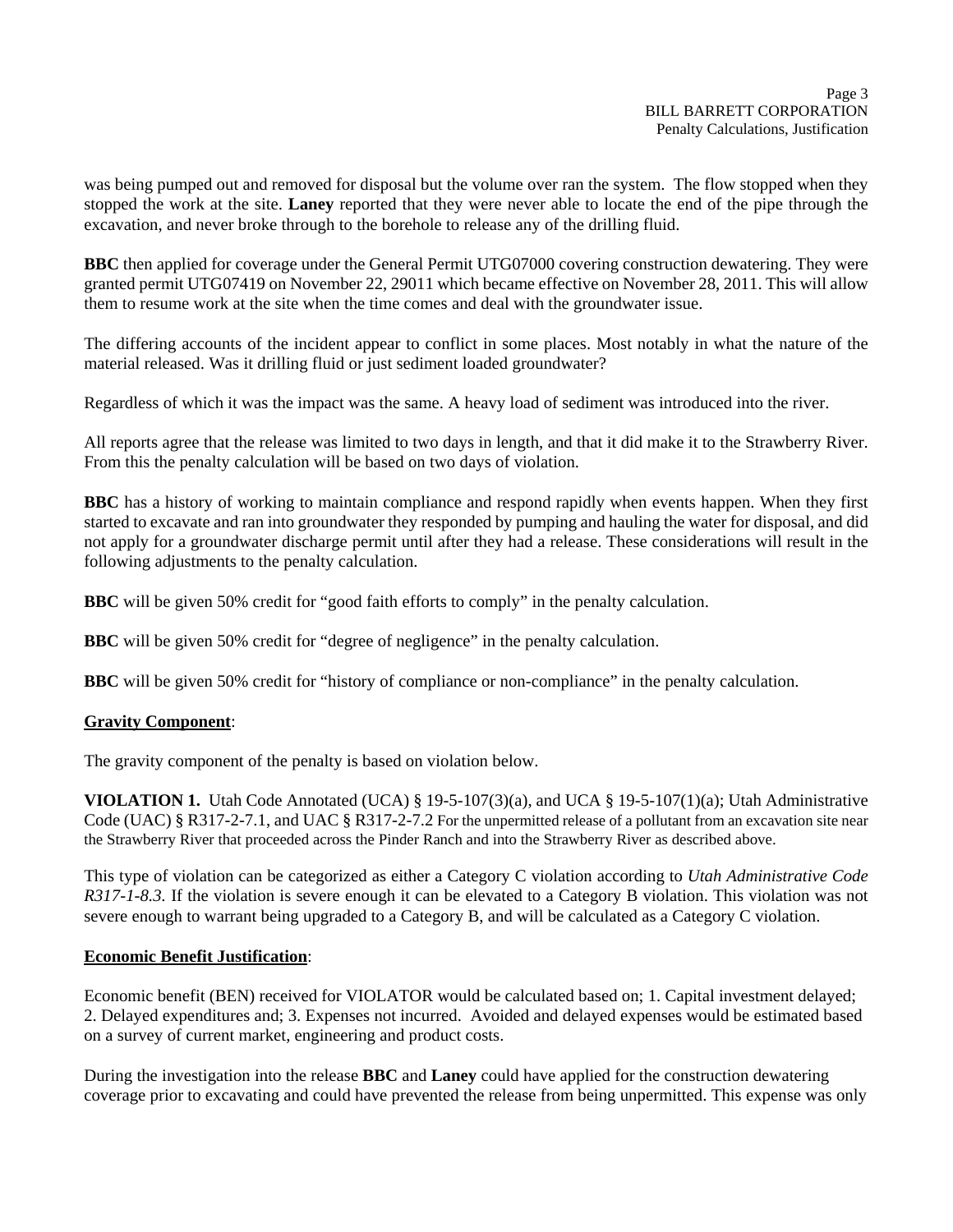was being pumped out and removed for disposal but the volume over ran the system. The flow stopped when they stopped the work at the site. **Laney** reported that they were never able to locate the end of the pipe through the excavation, and never broke through to the borehole to release any of the drilling fluid.

**BBC** then applied for coverage under the General Permit UTG07000 covering construction dewatering. They were granted permit UTG07419 on November 22, 29011 which became effective on November 28, 2011. This will allow them to resume work at the site when the time comes and deal with the groundwater issue.

The differing accounts of the incident appear to conflict in some places. Most notably in what the nature of the material released. Was it drilling fluid or just sediment loaded groundwater?

Regardless of which it was the impact was the same. A heavy load of sediment was introduced into the river.

All reports agree that the release was limited to two days in length, and that it did make it to the Strawberry River. From this the penalty calculation will be based on two days of violation.

**BBC** has a history of working to maintain compliance and respond rapidly when events happen. When they first started to excavate and ran into groundwater they responded by pumping and hauling the water for disposal, and did not apply for a groundwater discharge permit until after they had a release. These considerations will result in the following adjustments to the penalty calculation.

**BBC** will be given 50% credit for "good faith efforts to comply" in the penalty calculation.

**BBC** will be given 50% credit for "degree of negligence" in the penalty calculation.

**BBC** will be given 50% credit for "history of compliance or non-compliance" in the penalty calculation.

**Gravity Component**:

The gravity component of the penalty is based on violation below.

**VIOLATION 1.** Utah Code Annotated (UCA) § 19-5-107(3)(a), and UCA § 19-5-107(1)(a); Utah Administrative Code (UAC) § R317-2-7.1, and UAC § R317-2-7.2 For the unpermitted release of a pollutant from an excavation site near the Strawberry River that proceeded across the Pinder Ranch and into the Strawberry River as described above.

This type of violation can be categorized as either a Category C violation according to *Utah Administrative Code R317-1-8.3*. If the violation is severe enough it can be elevated to a Category B violation. This violation was not severe enough to warrant being upgraded to a Category B, and will be calculated as a Category C violation.

**Economic Benefit Justification**:

Economic benefit (BEN) received for VIOLATOR would be calculated based on; 1. Capital investment delayed; 2. Delayed expenditures and; 3. Expenses not incurred. Avoided and delayed expenses would be estimated based on a survey of current market, engineering and product costs.

During the investigation into the release **BBC** and **Laney** could have applied for the construction dewatering coverage prior to excavating and could have prevented the release from being unpermitted. This expense was only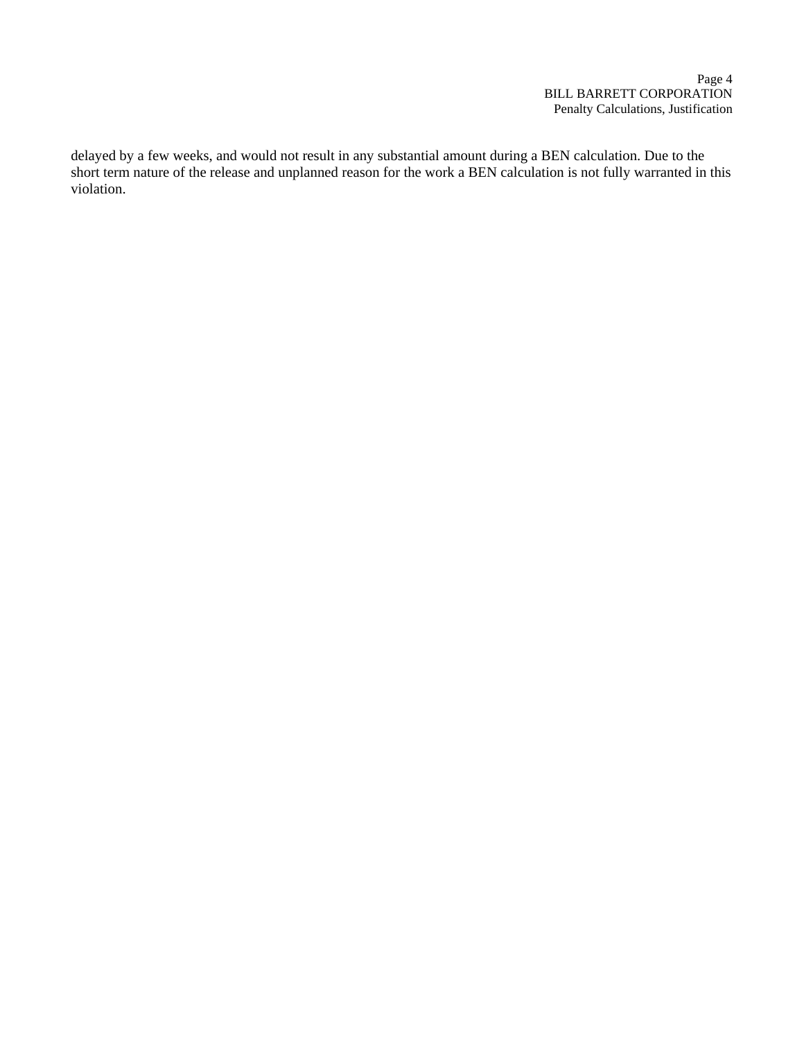delayed by a few weeks, and would not result in any substantial amount during a BEN calculation. Due to the short term nature of the release and unplanned reason for the work a BEN calculation is not fully warranted in this violation.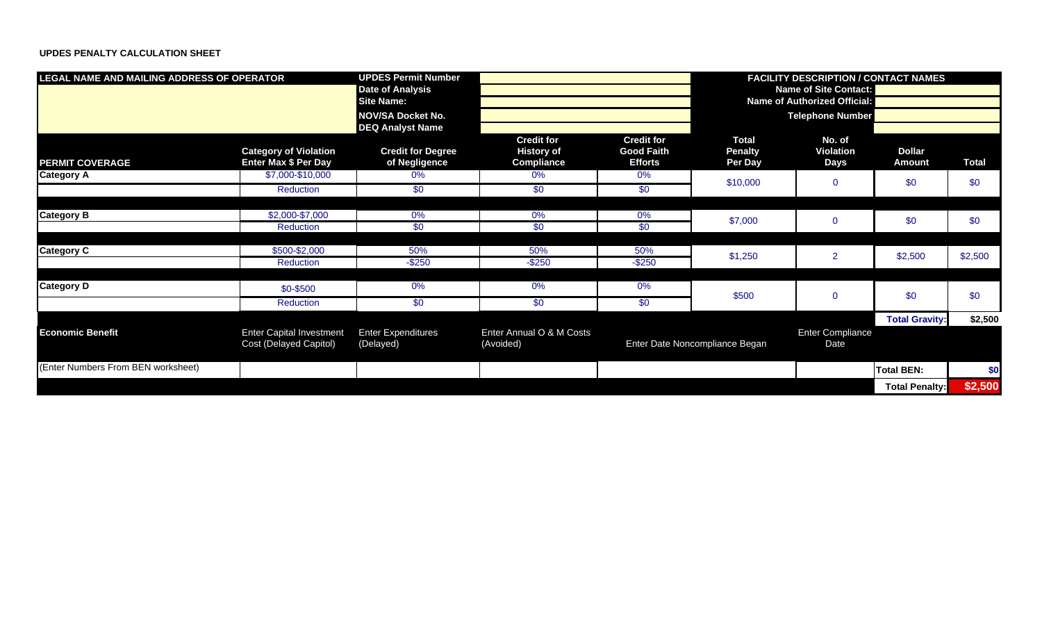**UPDES PENALTY CALCULATION SHEET**

| LEGAL NAME AND MAILING ADDRESS OF OPERATOR | | UPDES Permit Number | | | FACILITY DESCRIPTION / CONTACT NAMES | | | |
|---|---|---|---|---|---|---|---|---|
| | | Date of Analysis | | | | Name of Site Contact: | | |
| | | Site Name: | | | | Name of Authorized Official: | | |
| | | NOV/SA Docket No. | | | | Telephone Number | | |
| | | DEQ Analyst Name | | | | | | |
| PERMIT COVERAGE | Category of Violation Enter Max $ Per Day | Credit for Degree of Negligence | Credit for History of Compliance | Credit for Good Faith Efforts | Total Penalty Per Day | No. of Violation Days | Dollar Amount | Total |
| Category A | $7,000-$10,000 | 0% | 0% | 0% | $10,000 | 0 | $0 | $0 |
| | Reduction | $0 | $0 | $0 | | | | |
| Category B | $2,000-$7,000 | 0% | 0% | 0% | $7,000 | 0 | $0 | $0 |
| | Reduction | $0 | $0 | $0 | | | | |
| Category C | $500-$2,000 | 50% | 50% | 50% | $1,250 | 2 | $2,500 | $2,500 |
| | Reduction | -$250 | -$250 | -$250 | | | | |
| Category D | $0-$500 | 0% | 0% | 0% | $500 | 0 | $0 | $0 |
| | Reduction | $0 | $0 | $0 | | | | |
| | | | | | | | Total Gravity: | $2,500 |
| Economic Benefit | Enter Capital Investment Cost (Delayed Capitol) | Enter Expenditures (Delayed) | Enter Annual O & M Costs (Avoided) | Enter Date Noncompliance Began | | Enter Compliance Date | | |
| (Enter Numbers From BEN worksheet) | | | | | | | Total BEN: | $0 |
| | | | | | | | Total Penalty: | $2,500 |